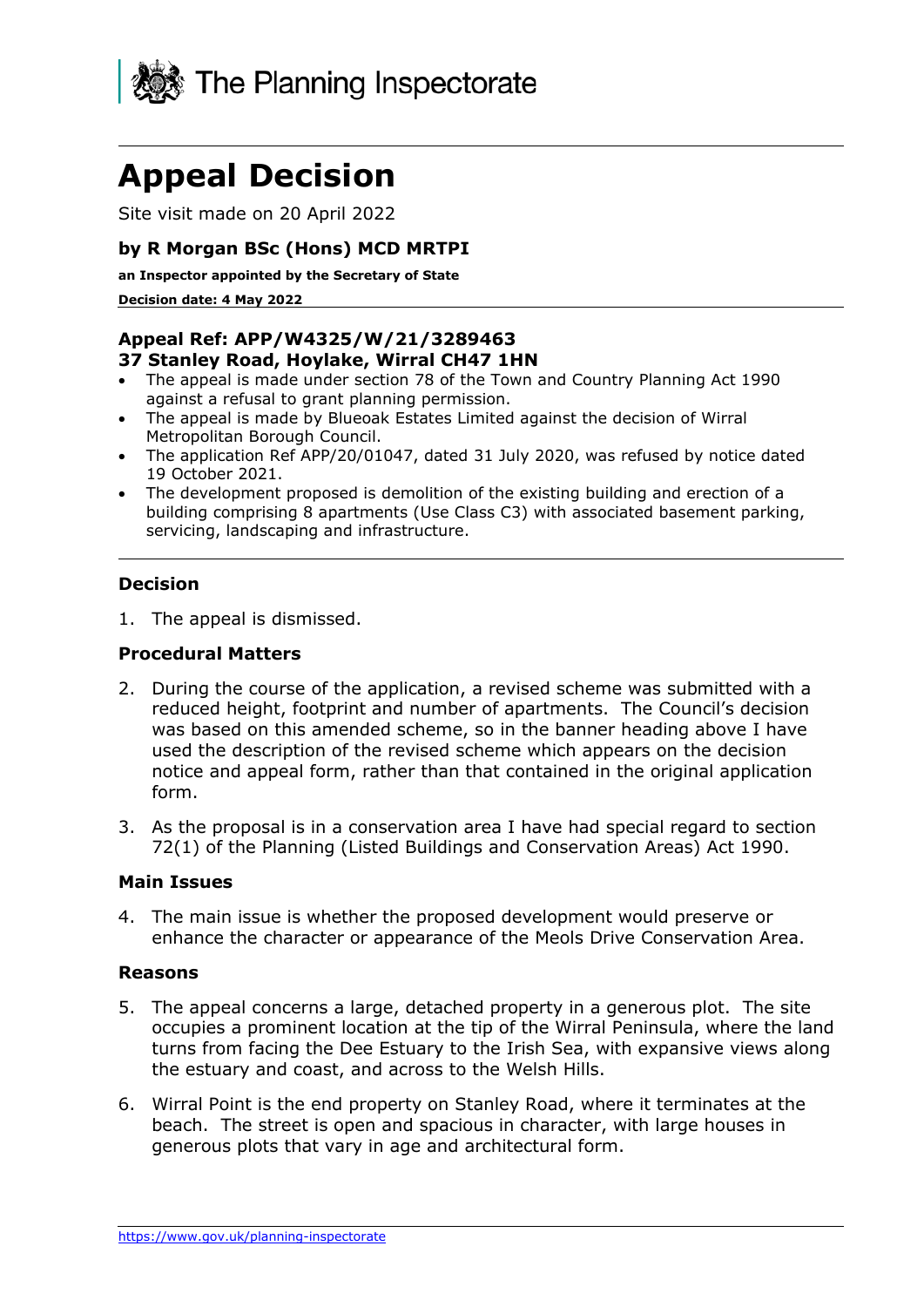The Planning Inspectorate

# Appeal Decision

Site visit made on 20 April 2022

**by R Morgan BSc (Hons) MCD MRTPI**

**an Inspector appointed by the Secretary of State**

**Decision date: 4 May 2022**

**Appeal Ref: APP/W4325/W/21/3289463**
**37 Stanley Road, Hoylake, Wirral CH47 1HN**

- The appeal is made under section 78 of the Town and Country Planning Act 1990 against a refusal to grant planning permission.
- The appeal is made by Blueoak Estates Limited against the decision of Wirral Metropolitan Borough Council.
- The application Ref APP/20/01047, dated 31 July 2020, was refused by notice dated 19 October 2021.
- The development proposed is demolition of the existing building and erection of a building comprising 8 apartments (Use Class C3) with associated basement parking, servicing, landscaping and infrastructure.

### Decision

1. The appeal is dismissed.

### Procedural Matters

2. During the course of the application, a revised scheme was submitted with a reduced height, footprint and number of apartments. The Council's decision was based on this amended scheme, so in the banner heading above I have used the description of the revised scheme which appears on the decision notice and appeal form, rather than that contained in the original application form.

3. As the proposal is in a conservation area I have had special regard to section 72(1) of the Planning (Listed Buildings and Conservation Areas) Act 1990.

### Main Issues

4. The main issue is whether the proposed development would preserve or enhance the character or appearance of the Meols Drive Conservation Area.

### Reasons

5. The appeal concerns a large, detached property in a generous plot. The site occupies a prominent location at the tip of the Wirral Peninsula, where the land turns from facing the Dee Estuary to the Irish Sea, with expansive views along the estuary and coast, and across to the Welsh Hills.

6. Wirral Point is the end property on Stanley Road, where it terminates at the beach. The street is open and spacious in character, with large houses in generous plots that vary in age and architectural form.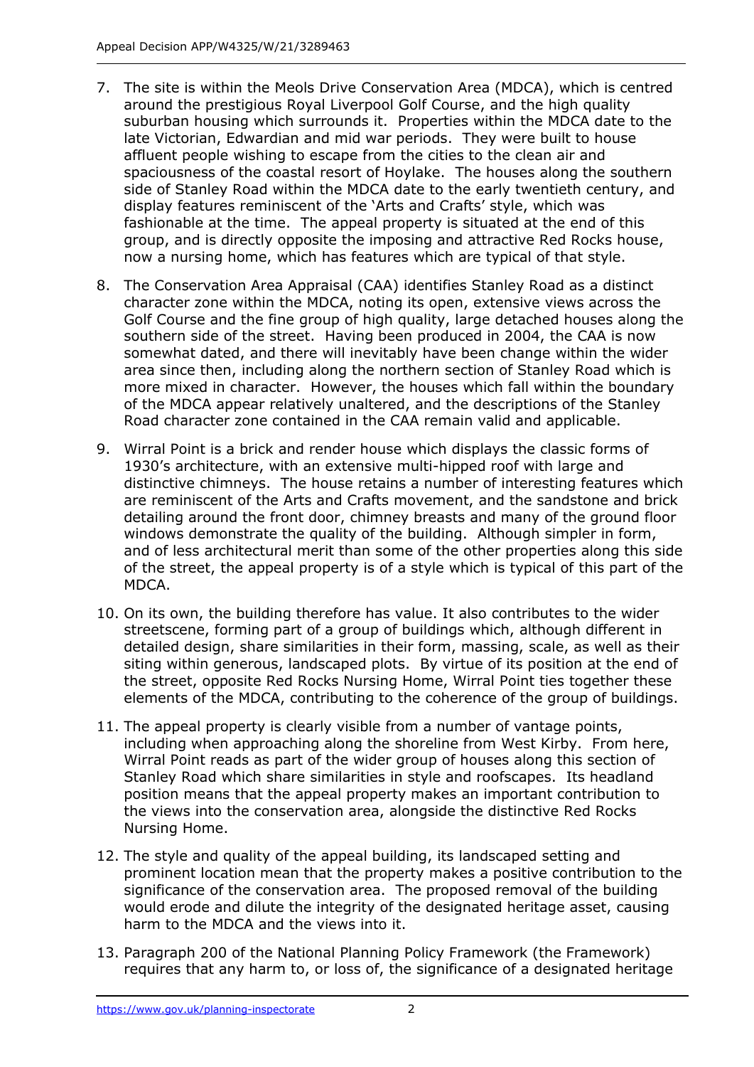7. The site is within the Meols Drive Conservation Area (MDCA), which is centred around the prestigious Royal Liverpool Golf Course, and the high quality suburban housing which surrounds it. Properties within the MDCA date to the late Victorian, Edwardian and mid war periods. They were built to house affluent people wishing to escape from the cities to the clean air and spaciousness of the coastal resort of Hoylake. The houses along the southern side of Stanley Road within the MDCA date to the early twentieth century, and display features reminiscent of the 'Arts and Crafts' style, which was fashionable at the time. The appeal property is situated at the end of this group, and is directly opposite the imposing and attractive Red Rocks house, now a nursing home, which has features which are typical of that style.

8. The Conservation Area Appraisal (CAA) identifies Stanley Road as a distinct character zone within the MDCA, noting its open, extensive views across the Golf Course and the fine group of high quality, large detached houses along the southern side of the street. Having been produced in 2004, the CAA is now somewhat dated, and there will inevitably have been change within the wider area since then, including along the northern section of Stanley Road which is more mixed in character. However, the houses which fall within the boundary of the MDCA appear relatively unaltered, and the descriptions of the Stanley Road character zone contained in the CAA remain valid and applicable.

9. Wirral Point is a brick and render house which displays the classic forms of 1930's architecture, with an extensive multi-hipped roof with large and distinctive chimneys. The house retains a number of interesting features which are reminiscent of the Arts and Crafts movement, and the sandstone and brick detailing around the front door, chimney breasts and many of the ground floor windows demonstrate the quality of the building. Although simpler in form, and of less architectural merit than some of the other properties along this side of the street, the appeal property is of a style which is typical of this part of the MDCA.

10. On its own, the building therefore has value. It also contributes to the wider streetscene, forming part of a group of buildings which, although different in detailed design, share similarities in their form, massing, scale, as well as their siting within generous, landscaped plots. By virtue of its position at the end of the street, opposite Red Rocks Nursing Home, Wirral Point ties together these elements of the MDCA, contributing to the coherence of the group of buildings.

11. The appeal property is clearly visible from a number of vantage points, including when approaching along the shoreline from West Kirby. From here, Wirral Point reads as part of the wider group of houses along this section of Stanley Road which share similarities in style and roofscapes. Its headland position means that the appeal property makes an important contribution to the views into the conservation area, alongside the distinctive Red Rocks Nursing Home.

12. The style and quality of the appeal building, its landscaped setting and prominent location mean that the property makes a positive contribution to the significance of the conservation area. The proposed removal of the building would erode and dilute the integrity of the designated heritage asset, causing harm to the MDCA and the views into it.

13. Paragraph 200 of the National Planning Policy Framework (the Framework) requires that any harm to, or loss of, the significance of a designated heritage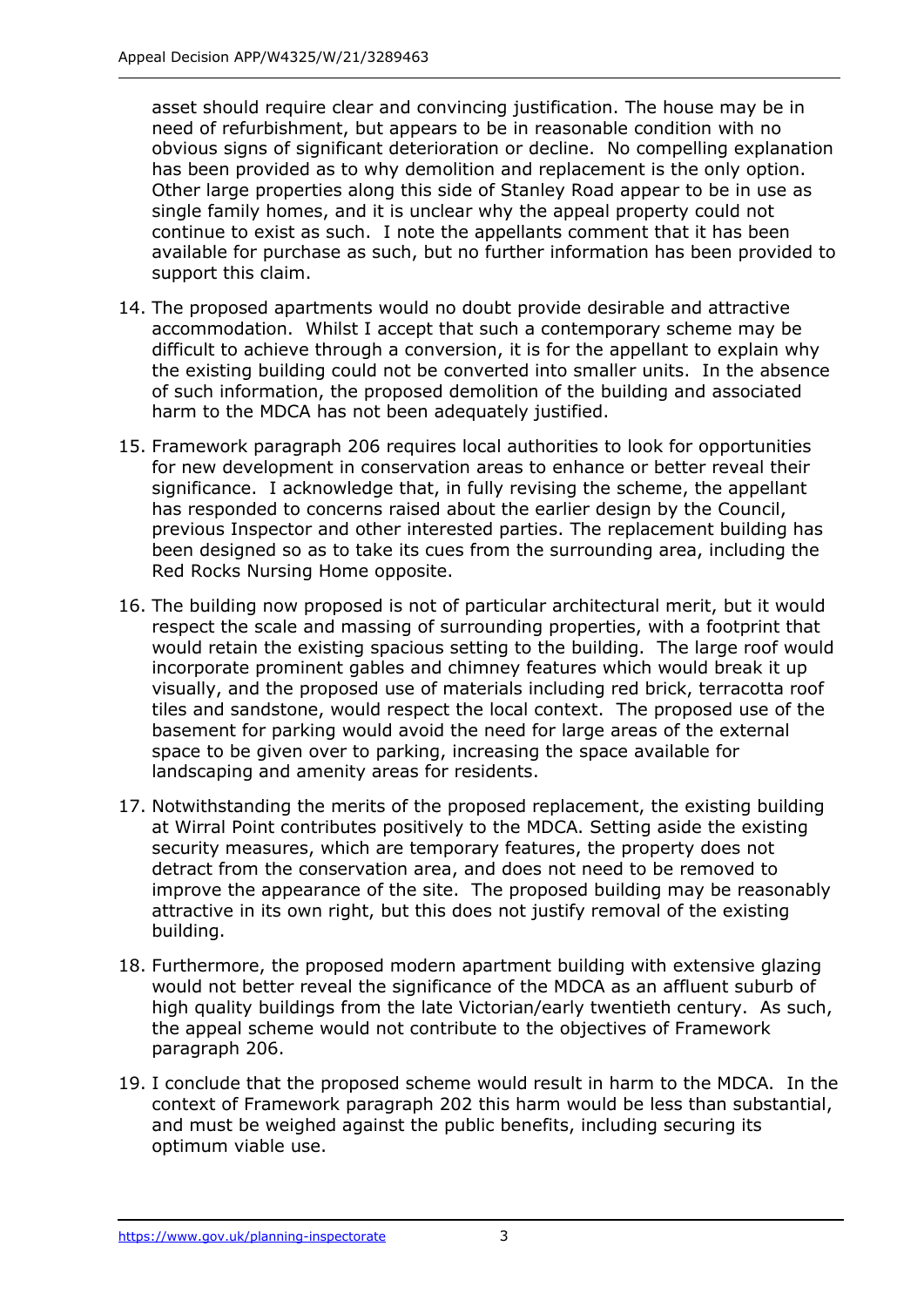asset should require clear and convincing justification. The house may be in need of refurbishment, but appears to be in reasonable condition with no obvious signs of significant deterioration or decline. No compelling explanation has been provided as to why demolition and replacement is the only option. Other large properties along this side of Stanley Road appear to be in use as single family homes, and it is unclear why the appeal property could not continue to exist as such. I note the appellants comment that it has been available for purchase as such, but no further information has been provided to support this claim.

14. The proposed apartments would no doubt provide desirable and attractive accommodation. Whilst I accept that such a contemporary scheme may be difficult to achieve through a conversion, it is for the appellant to explain why the existing building could not be converted into smaller units. In the absence of such information, the proposed demolition of the building and associated harm to the MDCA has not been adequately justified.

15. Framework paragraph 206 requires local authorities to look for opportunities for new development in conservation areas to enhance or better reveal their significance. I acknowledge that, in fully revising the scheme, the appellant has responded to concerns raised about the earlier design by the Council, previous Inspector and other interested parties. The replacement building has been designed so as to take its cues from the surrounding area, including the Red Rocks Nursing Home opposite.

16. The building now proposed is not of particular architectural merit, but it would respect the scale and massing of surrounding properties, with a footprint that would retain the existing spacious setting to the building. The large roof would incorporate prominent gables and chimney features which would break it up visually, and the proposed use of materials including red brick, terracotta roof tiles and sandstone, would respect the local context. The proposed use of the basement for parking would avoid the need for large areas of the external space to be given over to parking, increasing the space available for landscaping and amenity areas for residents.

17. Notwithstanding the merits of the proposed replacement, the existing building at Wirral Point contributes positively to the MDCA. Setting aside the existing security measures, which are temporary features, the property does not detract from the conservation area, and does not need to be removed to improve the appearance of the site. The proposed building may be reasonably attractive in its own right, but this does not justify removal of the existing building.

18. Furthermore, the proposed modern apartment building with extensive glazing would not better reveal the significance of the MDCA as an affluent suburb of high quality buildings from the late Victorian/early twentieth century. As such, the appeal scheme would not contribute to the objectives of Framework paragraph 206.

19. I conclude that the proposed scheme would result in harm to the MDCA. In the context of Framework paragraph 202 this harm would be less than substantial, and must be weighed against the public benefits, including securing its optimum viable use.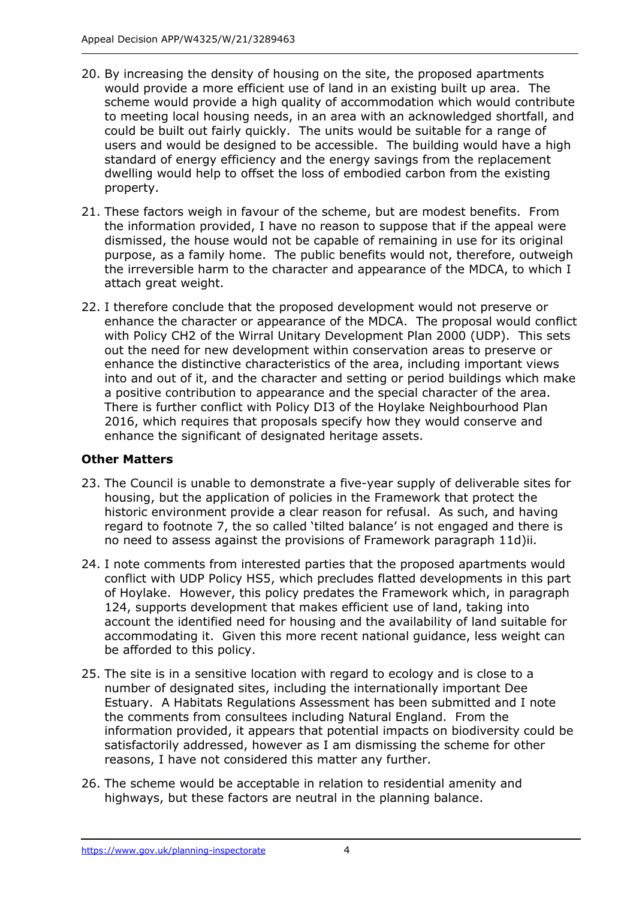20. By increasing the density of housing on the site, the proposed apartments would provide a more efficient use of land in an existing built up area. The scheme would provide a high quality of accommodation which would contribute to meeting local housing needs, in an area with an acknowledged shortfall, and could be built out fairly quickly. The units would be suitable for a range of users and would be designed to be accessible. The building would have a high standard of energy efficiency and the energy savings from the replacement dwelling would help to offset the loss of embodied carbon from the existing property.

21. These factors weigh in favour of the scheme, but are modest benefits. From the information provided, I have no reason to suppose that if the appeal were dismissed, the house would not be capable of remaining in use for its original purpose, as a family home. The public benefits would not, therefore, outweigh the irreversible harm to the character and appearance of the MDCA, to which I attach great weight.

22. I therefore conclude that the proposed development would not preserve or enhance the character or appearance of the MDCA. The proposal would conflict with Policy CH2 of the Wirral Unitary Development Plan 2000 (UDP). This sets out the need for new development within conservation areas to preserve or enhance the distinctive characteristics of the area, including important views into and out of it, and the character and setting or period buildings which make a positive contribution to appearance and the special character of the area. There is further conflict with Policy DI3 of the Hoylake Neighbourhood Plan 2016, which requires that proposals specify how they would conserve and enhance the significant of designated heritage assets.

**Other Matters**

23. The Council is unable to demonstrate a five-year supply of deliverable sites for housing, but the application of policies in the Framework that protect the historic environment provide a clear reason for refusal. As such, and having regard to footnote 7, the so called 'tilted balance' is not engaged and there is no need to assess against the provisions of Framework paragraph 11d)ii.

24. I note comments from interested parties that the proposed apartments would conflict with UDP Policy HS5, which precludes flatted developments in this part of Hoylake. However, this policy predates the Framework which, in paragraph 124, supports development that makes efficient use of land, taking into account the identified need for housing and the availability of land suitable for accommodating it. Given this more recent national guidance, less weight can be afforded to this policy.

25. The site is in a sensitive location with regard to ecology and is close to a number of designated sites, including the internationally important Dee Estuary. A Habitats Regulations Assessment has been submitted and I note the comments from consultees including Natural England. From the information provided, it appears that potential impacts on biodiversity could be satisfactorily addressed, however as I am dismissing the scheme for other reasons, I have not considered this matter any further.

26. The scheme would be acceptable in relation to residential amenity and highways, but these factors are neutral in the planning balance.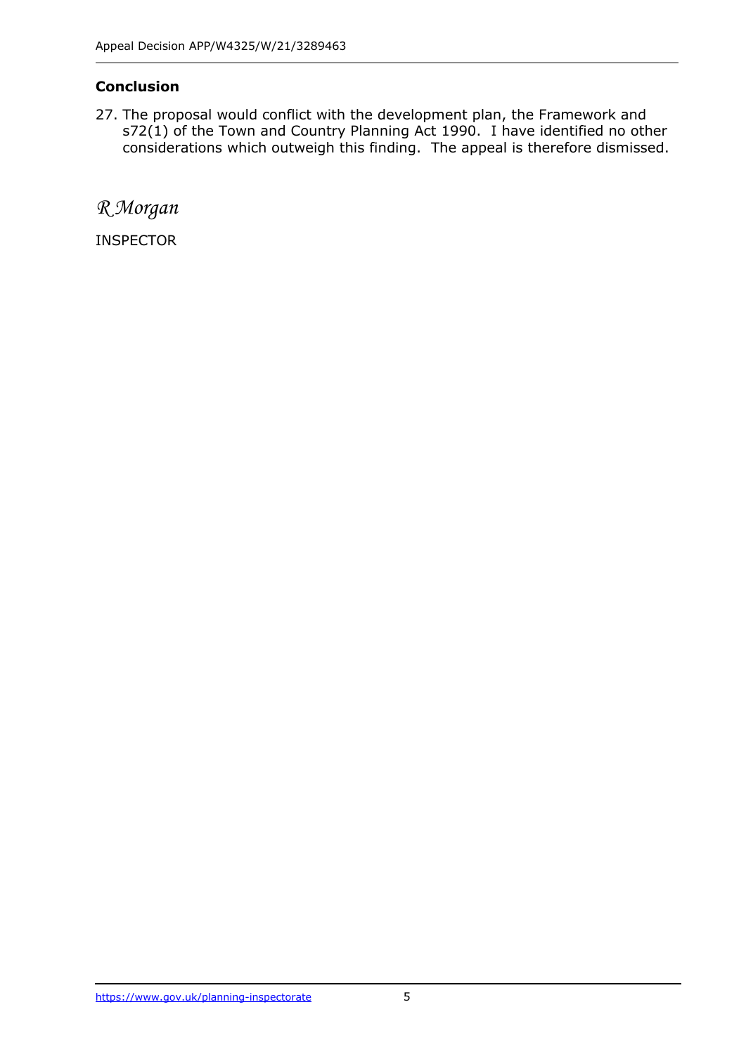**Conclusion**

27. The proposal would conflict with the development plan, the Framework and s72(1) of the Town and Country Planning Act 1990. I have identified no other considerations which outweigh this finding. The appeal is therefore dismissed.

*R Morgan*

INSPECTOR